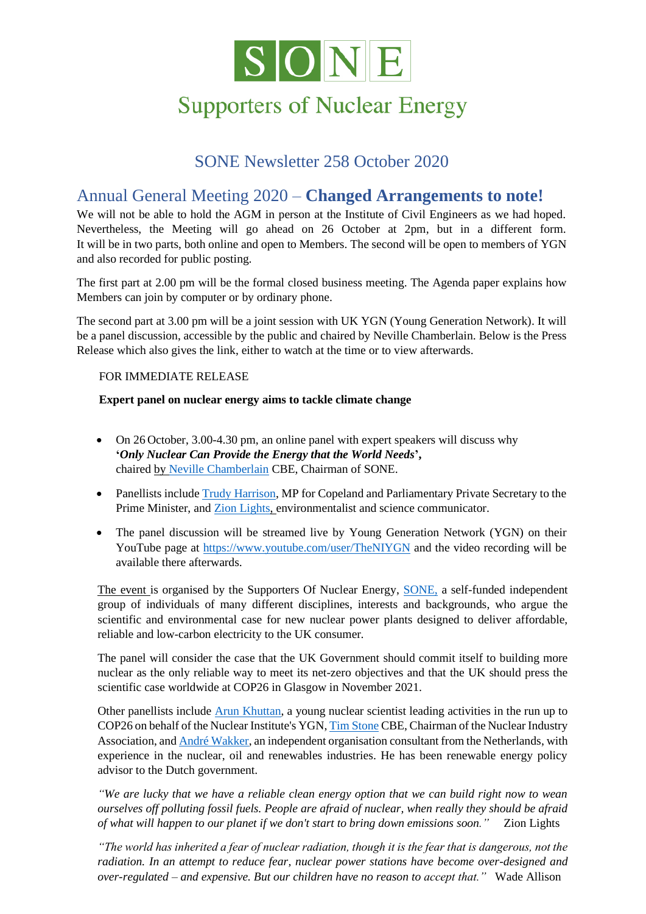# SONE

## Supporters of Nuclear Energy

## SONE Newsletter 258 October 2020

## Annual General Meeting 2020 – **Changed Arrangements to note!**

We will not be able to hold the AGM in person at the Institute of Civil Engineers as we had hoped. Nevertheless, the Meeting will go ahead on 26 October at 2pm, but in a different form. It will be in two parts, both online and open to Members. The second will be open to members of YGN and also recorded for public posting.

The first part at 2.00 pm will be the formal closed business meeting. The Agenda paper explains how Members can join by computer or by ordinary phone.

The second part at 3.00 pm will be a joint session with UK YGN (Young Generation Network). It will be a panel discussion, accessible by the public and chaired by Neville Chamberlain. Below is the Press Release which also gives the link, either to watch at the time or to view afterwards.

FOR IMMEDIATE RELEASE

**Expert panel on nuclear energy aims to tackle climate change**

- On 26 October, 3.00-4.30 pm, an online panel with expert speakers will discuss why **'*Only Nuclear Can Provide the Energy that the World Needs*',** chaired by Neville Chamberlain CBE, Chairman of SONE.
- Panellists include Trudy Harrison, MP for Copeland and Parliamentary Private Secretary to the Prime Minister, and Zion Lights, environmentalist and science communicator.
- The panel discussion will be streamed live by Young Generation Network (YGN) on their YouTube page at https://www.youtube.com/user/TheNIYGN and the video recording will be available there afterwards.

The event is organised by the Supporters Of Nuclear Energy, SONE, a self-funded independent group of individuals of many different disciplines, interests and backgrounds, who argue the scientific and environmental case for new nuclear power plants designed to deliver affordable, reliable and low-carbon electricity to the UK consumer.

The panel will consider the case that the UK Government should commit itself to building more nuclear as the only reliable way to meet its net-zero objectives and that the UK should press the scientific case worldwide at COP26 in Glasgow in November 2021.

Other panellists include Arun Khuttan, a young nuclear scientist leading activities in the run up to COP26 on behalf of the Nuclear Institute's YGN, Tim Stone CBE, Chairman of the Nuclear Industry Association, and André Wakker, an independent organisation consultant from the Netherlands, with experience in the nuclear, oil and renewables industries. He has been renewable energy policy advisor to the Dutch government.

*"We are lucky that we have a reliable clean energy option that we can build right now to wean ourselves off polluting fossil fuels. People are afraid of nuclear, when really they should be afraid of what will happen to our planet if we don't start to bring down emissions soon."* Zion Lights

*"The world has inherited a fear of nuclear radiation, though it is the fear that is dangerous, not the radiation. In an attempt to reduce fear, nuclear power stations have become over-designed and over-regulated – and expensive. But our children have no reason to accept that."* Wade Allison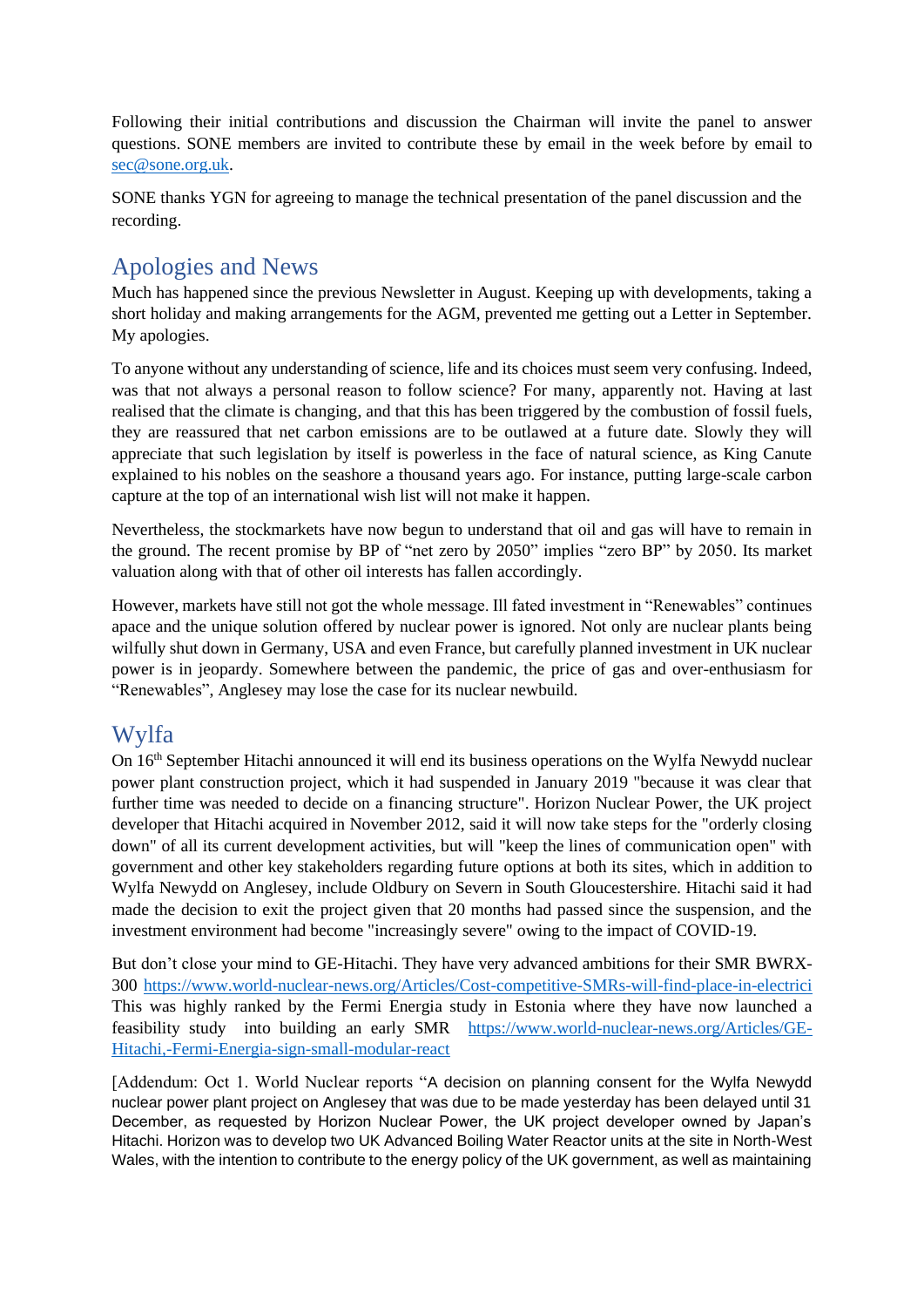Following their initial contributions and discussion the Chairman will invite the panel to answer questions. SONE members are invited to contribute these by email in the week before by email to sec@sone.org.uk.

SONE thanks YGN for agreeing to manage the technical presentation of the panel discussion and the recording.

## Apologies and News

Much has happened since the previous Newsletter in August. Keeping up with developments, taking a short holiday and making arrangements for the AGM, prevented me getting out a Letter in September. My apologies.

To anyone without any understanding of science, life and its choices must seem very confusing. Indeed, was that not always a personal reason to follow science? For many, apparently not. Having at last realised that the climate is changing, and that this has been triggered by the combustion of fossil fuels, they are reassured that net carbon emissions are to be outlawed at a future date. Slowly they will appreciate that such legislation by itself is powerless in the face of natural science, as King Canute explained to his nobles on the seashore a thousand years ago. For instance, putting large-scale carbon capture at the top of an international wish list will not make it happen.

Nevertheless, the stockmarkets have now begun to understand that oil and gas will have to remain in the ground. The recent promise by BP of "net zero by 2050" implies "zero BP" by 2050. Its market valuation along with that of other oil interests has fallen accordingly.

However, markets have still not got the whole message. Ill fated investment in "Renewables" continues apace and the unique solution offered by nuclear power is ignored. Not only are nuclear plants being wilfully shut down in Germany, USA and even France, but carefully planned investment in UK nuclear power is in jeopardy. Somewhere between the pandemic, the price of gas and over-enthusiasm for "Renewables", Anglesey may lose the case for its nuclear newbuild.

## Wylfa

On 16th September Hitachi announced it will end its business operations on the Wylfa Newydd nuclear power plant construction project, which it had suspended in January 2019 "because it was clear that further time was needed to decide on a financing structure". Horizon Nuclear Power, the UK project developer that Hitachi acquired in November 2012, said it will now take steps for the "orderly closing down" of all its current development activities, but will "keep the lines of communication open" with government and other key stakeholders regarding future options at both its sites, which in addition to Wylfa Newydd on Anglesey, include Oldbury on Severn in South Gloucestershire. Hitachi said it had made the decision to exit the project given that 20 months had passed since the suspension, and the investment environment had become "increasingly severe" owing to the impact of COVID-19.

But don't close your mind to GE-Hitachi. They have very advanced ambitions for their SMR BWRX-300 https://www.world-nuclear-news.org/Articles/Cost-competitive-SMRs-will-find-place-in-electrici This was highly ranked by the Fermi Energia study in Estonia where they have now launched a feasibility study into building an early SMR https://www.world-nuclear-news.org/Articles/GE-Hitachi,-Fermi-Energia-sign-small-modular-react

[Addendum: Oct 1. World Nuclear reports "A decision on planning consent for the Wylfa Newydd nuclear power plant project on Anglesey that was due to be made yesterday has been delayed until 31 December, as requested by Horizon Nuclear Power, the UK project developer owned by Japan's Hitachi. Horizon was to develop two UK Advanced Boiling Water Reactor units at the site in North-West Wales, with the intention to contribute to the energy policy of the UK government, as well as maintaining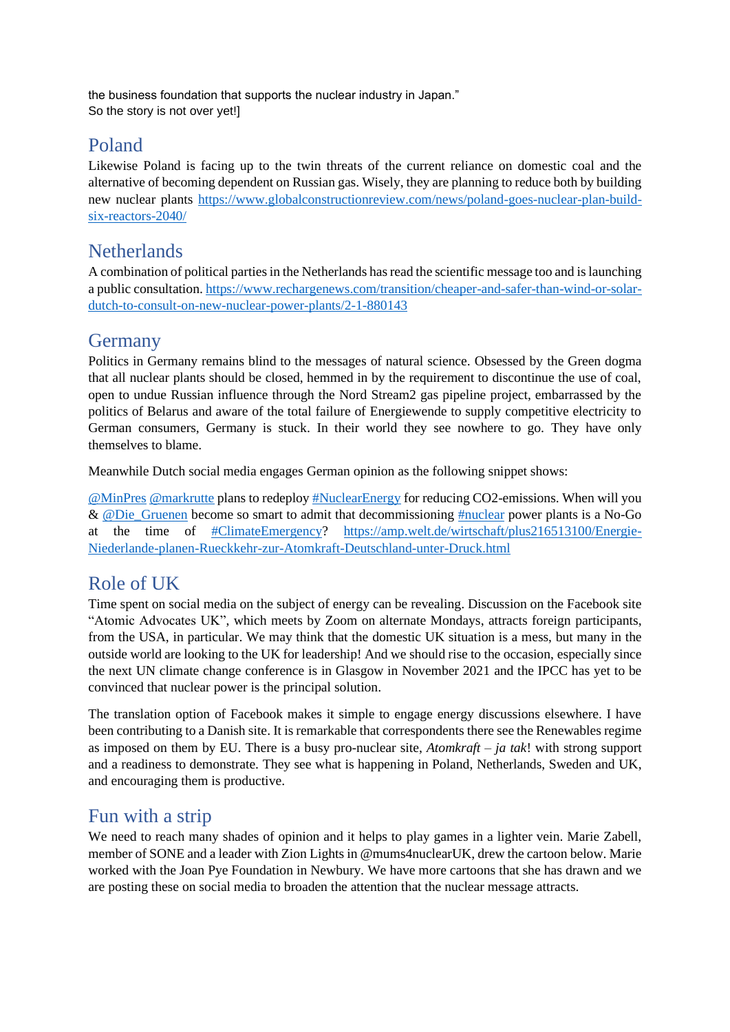the business foundation that supports the nuclear industry in Japan."
So the story is not over yet!]

## Poland

Likewise Poland is facing up to the twin threats of the current reliance on domestic coal and the alternative of becoming dependent on Russian gas. Wisely, they are planning to reduce both by building new nuclear plants https://www.globalconstructionreview.com/news/poland-goes-nuclear-plan-build-six-reactors-2040/

## Netherlands

A combination of political parties in the Netherlands has read the scientific message too and is launching a public consultation. https://www.rechargenews.com/transition/cheaper-and-safer-than-wind-or-solar-dutch-to-consult-on-new-nuclear-power-plants/2-1-880143

## Germany

Politics in Germany remains blind to the messages of natural science. Obsessed by the Green dogma that all nuclear plants should be closed, hemmed in by the requirement to discontinue the use of coal, open to undue Russian influence through the Nord Stream2 gas pipeline project, embarrassed by the politics of Belarus and aware of the total failure of Energiewende to supply competitive electricity to German consumers, Germany is stuck. In their world they see nowhere to go. They have only themselves to blame.

Meanwhile Dutch social media engages German opinion as the following snippet shows:

@MinPres @markrutte plans to redeploy #NuclearEnergy for reducing CO2-emissions. When will you & @Die_Gruenen become so smart to admit that decommissioning #nuclear power plants is a No-Go at the time of #ClimateEmergency? https://amp.welt.de/wirtschaft/plus216513100/Energie-Niederlande-planen-Rueckkehr-zur-Atomkraft-Deutschland-unter-Druck.html

## Role of UK

Time spent on social media on the subject of energy can be revealing. Discussion on the Facebook site "Atomic Advocates UK", which meets by Zoom on alternate Mondays, attracts foreign participants, from the USA, in particular. We may think that the domestic UK situation is a mess, but many in the outside world are looking to the UK for leadership! And we should rise to the occasion, especially since the next UN climate change conference is in Glasgow in November 2021 and the IPCC has yet to be convinced that nuclear power is the principal solution.

The translation option of Facebook makes it simple to engage energy discussions elsewhere. I have been contributing to a Danish site. It is remarkable that correspondents there see the Renewables regime as imposed on them by EU. There is a busy pro-nuclear site, *Atomkraft – ja tak*! with strong support and a readiness to demonstrate. They see what is happening in Poland, Netherlands, Sweden and UK, and encouraging them is productive.

## Fun with a strip

We need to reach many shades of opinion and it helps to play games in a lighter vein. Marie Zabell, member of SONE and a leader with Zion Lights in @mums4nuclearUK, drew the cartoon below. Marie worked with the Joan Pye Foundation in Newbury. We have more cartoons that she has drawn and we are posting these on social media to broaden the attention that the nuclear message attracts.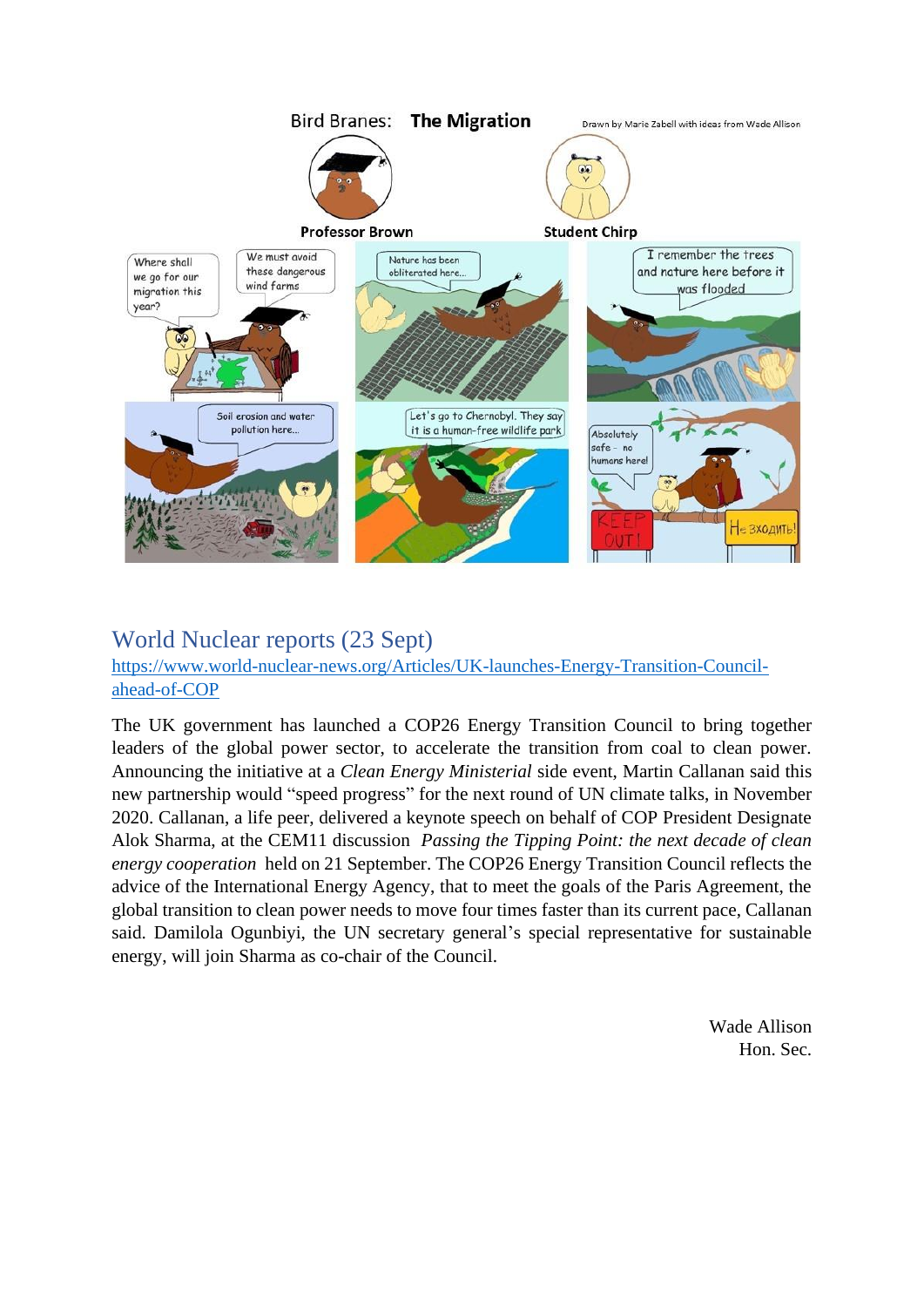Bird Branes: **The Migration**

Drawn by Marie Zabell with ideas from Wade Allison

## World Nuclear reports (23 Sept)

[https://www.world-nuclear-news.org/Articles/UK-launches-Energy-Transition-Council-ahead-of-COP](https://www.world-nuclear-news.org/Articles/UK-launches-Energy-Transition-Council-ahead-of-COP)

The UK government has launched a COP26 Energy Transition Council to bring together leaders of the global power sector, to accelerate the transition from coal to clean power. Announcing the initiative at a *Clean Energy Ministerial* side event, Martin Callanan said this new partnership would "speed progress" for the next round of UN climate talks, in November 2020. Callanan, a life peer, delivered a keynote speech on behalf of COP President Designate Alok Sharma, at the CEM11 discussion *Passing the Tipping Point: the next decade of clean energy cooperation* held on 21 September. The COP26 Energy Transition Council reflects the advice of the International Energy Agency, that to meet the goals of the Paris Agreement, the global transition to clean power needs to move four times faster than its current pace, Callanan said. Damilola Ogunbiyi, the UN secretary general's special representative for sustainable energy, will join Sharma as co-chair of the Council.

Wade Allison
Hon. Sec.